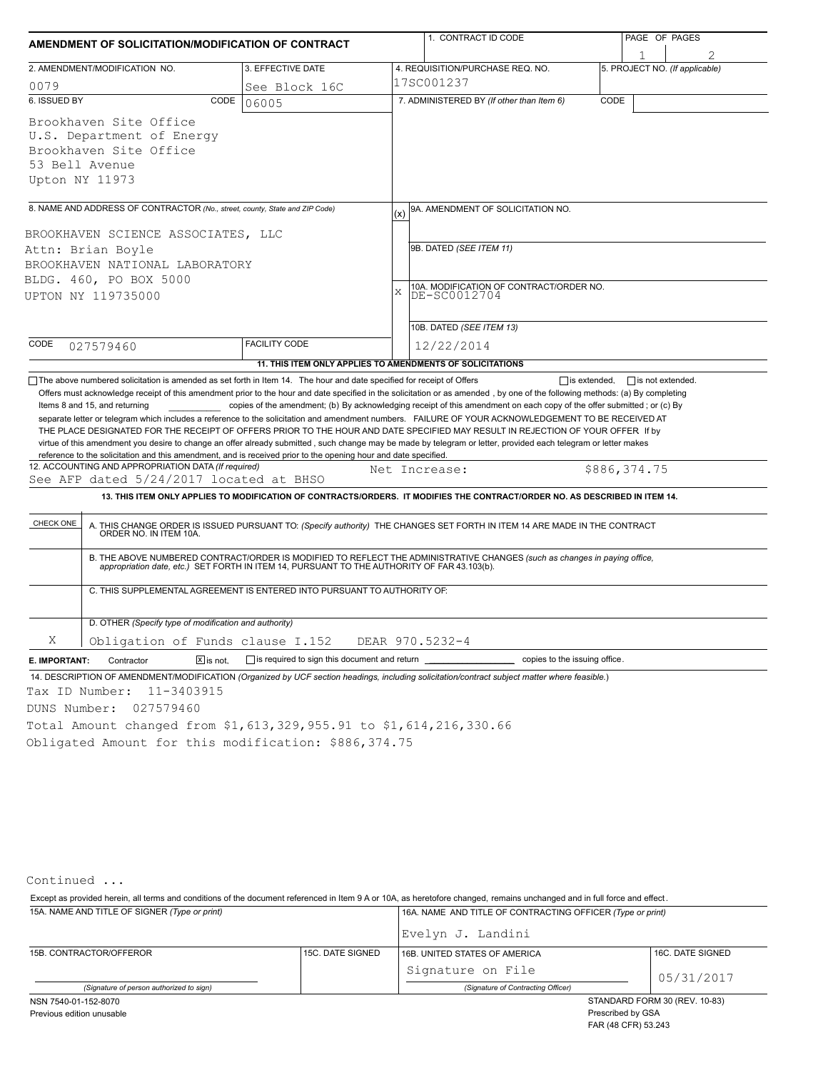# AMENDMENT OF SOLICITATION/MODIFICATION OF CONTRACT

| 1. CONTRACT ID CODE | PAGE OF PAGES |
|---|---|
| | 1 / 2 |

| 2. AMENDMENT/MODIFICATION NO. | 3. EFFECTIVE DATE | 4. REQUISITION/PURCHASE REQ. NO. | 5. PROJECT NO. (If applicable) |
|---|---|---|---|
| 0079 | See Block 16C | 17SC001237 | |

**6. ISSUED BY** CODE 06005

Brookhaven Site Office
U.S. Department of Energy
Brookhaven Site Office
53 Bell Avenue
Upton NY 11973

**7. ADMINISTERED BY** (If other than Item 6) CODE

**8. NAME AND ADDRESS OF CONTRACTOR** (No., street, county, State and ZIP Code)

BROOKHAVEN SCIENCE ASSOCIATES, LLC
Attn: Brian Boyle
BROOKHAVEN NATIONAL LABORATORY
BLDG. 460, PO BOX 5000
UPTON NY 119735000

CODE 027579460 FACILITY CODE

(x) 9A. AMENDMENT OF SOLICITATION NO.

9B. DATED (SEE ITEM 11)

X 10A. MODIFICATION OF CONTRACT/ORDER NO.
DE-SC0012704

10B. DATED (SEE ITEM 13)
12/22/2014

### 11. THIS ITEM ONLY APPLIES TO AMENDMENTS OF SOLICITATIONS

☐ The above numbered solicitation is amended as set forth in Item 14. The hour and date specified for receipt of Offers ☐ is extended, ☐ is not extended.

Offers must acknowledge receipt of this amendment prior to the hour and date specified in the solicitation or as amended , by one of the following methods: (a) By completing Items 8 and 15, and returning \_\_\_\_\_\_\_\_\_\_ copies of the amendment; (b) By acknowledging receipt of this amendment on each copy of the offer submitted ; or (c) By separate letter or telegram which includes a reference to the solicitation and amendment numbers. FAILURE OF YOUR ACKNOWLEDGEMENT TO BE RECEIVED AT THE PLACE DESIGNATED FOR THE RECEIPT OF OFFERS PRIOR TO THE HOUR AND DATE SPECIFIED MAY RESULT IN REJECTION OF YOUR OFFER If by virtue of this amendment you desire to change an offer already submitted , such change may be made by telegram or letter, provided each telegram or letter makes reference to the solicitation and this amendment, and is received prior to the opening hour and date specified.

**12. ACCOUNTING AND APPROPRIATION DATA** (If required)
See AFP dated 5/24/2017 located at BHSO — Net Increase: $886,374.75

### 13. THIS ITEM ONLY APPLIES TO MODIFICATION OF CONTRACTS/ORDERS. IT MODIFIES THE CONTRACT/ORDER NO. AS DESCRIBED IN ITEM 14.

| CHECK ONE | |
|---|---|
| | A. THIS CHANGE ORDER IS ISSUED PURSUANT TO: (Specify authority) THE CHANGES SET FORTH IN ITEM 14 ARE MADE IN THE CONTRACT ORDER NO. IN ITEM 10A. |
| | B. THE ABOVE NUMBERED CONTRACT/ORDER IS MODIFIED TO REFLECT THE ADMINISTRATIVE CHANGES (such as changes in paying office, appropriation date, etc.) SET FORTH IN ITEM 14, PURSUANT TO THE AUTHORITY OF FAR 43.103(b). |
| | C. THIS SUPPLEMENTAL AGREEMENT IS ENTERED INTO PURSUANT TO AUTHORITY OF: |
| X | D. OTHER (Specify type of modification and authority) Obligation of Funds clause I.152 DEAR 970.5232-4 |

**E. IMPORTANT:** Contractor ☒ is not, ☐ is required to sign this document and return \_\_\_\_\_\_\_\_ copies to the issuing office.

**14. DESCRIPTION OF AMENDMENT/MODIFICATION** (Organized by UCF section headings, including solicitation/contract subject matter where feasible.)

Tax ID Number: 11-3403915
DUNS Number: 027579460
Total Amount changed from $1,613,329,955.91 to $1,614,216,330.66
Obligated Amount for this modification: $886,374.75

Continued ...

Except as provided herein, all terms and conditions of the document referenced in Item 9 A or 10A, as heretofore changed, remains unchanged and in full force and effect.

| 15A. NAME AND TITLE OF SIGNER (Type or print) | | 16A. NAME AND TITLE OF CONTRACTING OFFICER (Type or print) | |
|---|---|---|---|
| | | Evelyn J. Landini | |
| 15B. CONTRACTOR/OFFEROR | 15C. DATE SIGNED | 16B. UNITED STATES OF AMERICA | 16C. DATE SIGNED |
| (Signature of person authorized to sign) | | Signature on File (Signature of Contracting Officer) | 05/31/2017 |

NSN 7540-01-152-8070
Previous edition unusable

STANDARD FORM 30 (REV. 10-83)
Prescribed by GSA
FAR (48 CFR) 53.243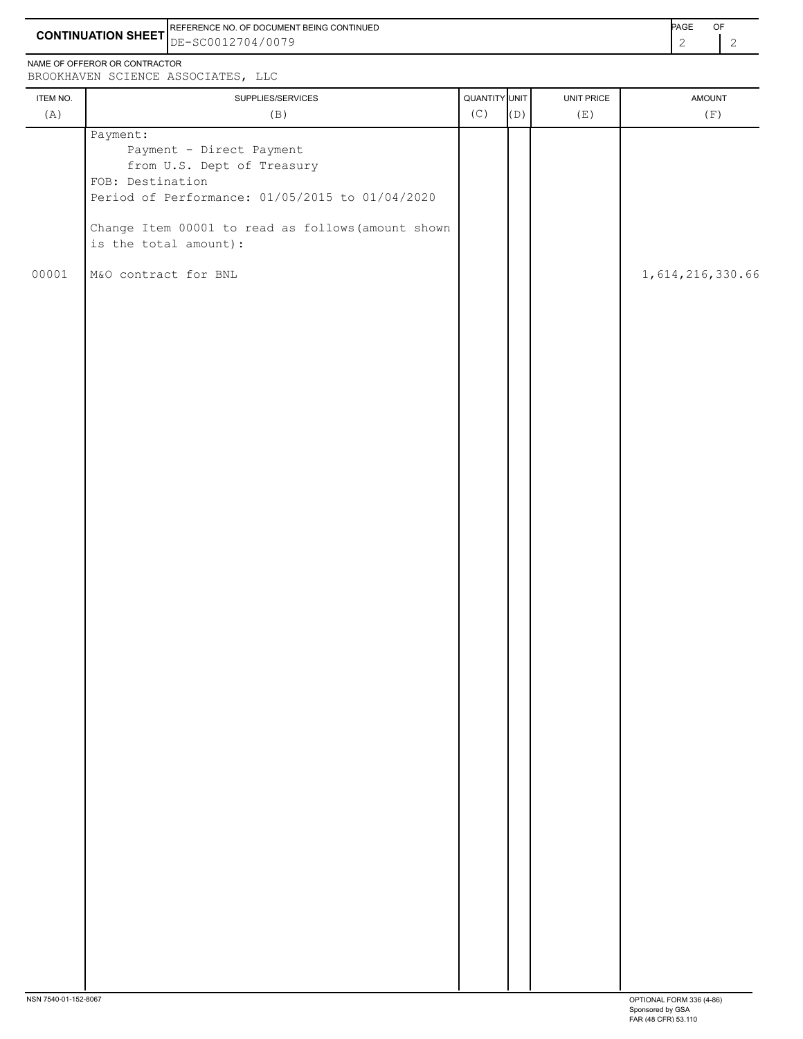**CONTINUATION SHEET**

REFERENCE NO. OF DOCUMENT BEING CONTINUED
DE-SC0012704/0079

NAME OF OFFEROR OR CONTRACTOR
BROOKHAVEN SCIENCE ASSOCIATES, LLC

| ITEM NO. (A) | SUPPLIES/SERVICES (B) | QUANTITY (C) | UNIT (D) | UNIT PRICE (E) | AMOUNT (F) |
|---|---|---|---|---|---|
| | Payment:<br>Payment - Direct Payment<br>from U.S. Dept of Treasury<br>FOB: Destination<br>Period of Performance: 01/05/2015 to 01/04/2020<br><br>Change Item 00001 to read as follows(amount shown is the total amount): | | | | |
| 00001 | M&O contract for BNL | | | | 1,614,216,330.66 |

NSN 7540-01-152-8067

OPTIONAL FORM 336 (4-86)
Sponsored by GSA
FAR (48 CFR) 53.110